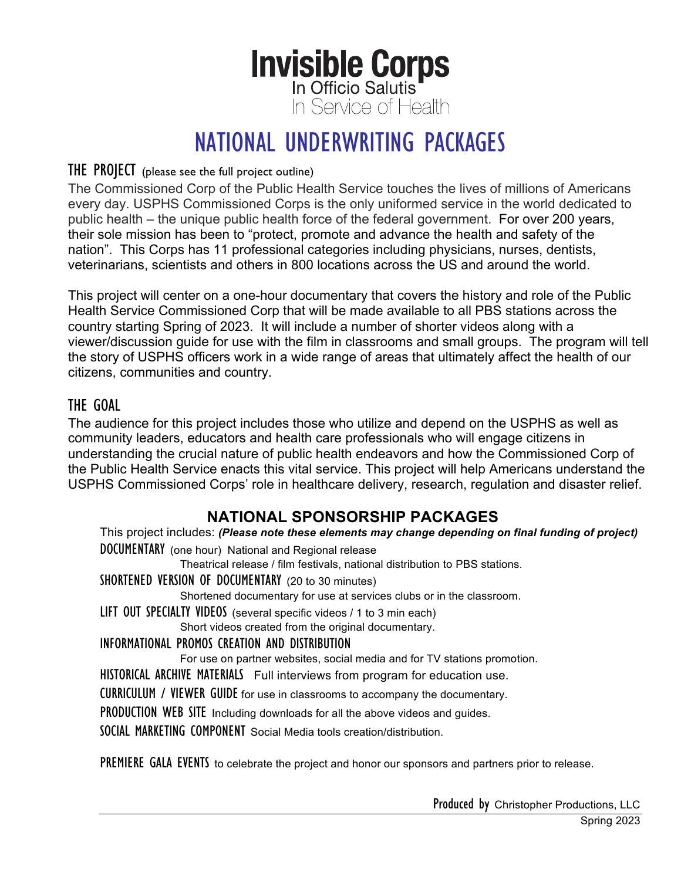# Invisible Corps

In Officio Salutis

In Service of Health

## NATIONAL UNDERWRITING PACKAGES

### THE PROJECT (please see the full project outline)

The Commissioned Corp of the Public Health Service touches the lives of millions of Americans every day. USPHS Commissioned Corps is the only uniformed service in the world dedicated to public health – the unique public health force of the federal government. For over 200 years, their sole mission has been to "protect, promote and advance the health and safety of the nation". This Corps has 11 professional categories including physicians, nurses, dentists, veterinarians, scientists and others in 800 locations across the US and around the world.

This project will center on a one-hour documentary that covers the history and role of the Public Health Service Commissioned Corp that will be made available to all PBS stations across the country starting Spring of 2023. It will include a number of shorter videos along with a viewer/discussion guide for use with the film in classrooms and small groups. The program will tell the story of USPHS officers work in a wide range of areas that ultimately affect the health of our citizens, communities and country.

### THE GOAL

The audience for this project includes those who utilize and depend on the USPHS as well as community leaders, educators and health care professionals who will engage citizens in understanding the crucial nature of public health endeavors and how the Commissioned Corp of the Public Health Service enacts this vital service. This project will help Americans understand the USPHS Commissioned Corps' role in healthcare delivery, research, regulation and disaster relief.

### NATIONAL SPONSORSHIP PACKAGES

This project includes: ***(Please note these elements may change depending on final funding of project)***

**DOCUMENTARY** (one hour) National and Regional release
Theatrical release / film festivals, national distribution to PBS stations.

**SHORTENED VERSION OF DOCUMENTARY** (20 to 30 minutes)
Shortened documentary for use at services clubs or in the classroom.

**LIFT OUT SPECIALTY VIDEOS** (several specific videos / 1 to 3 min each)
Short videos created from the original documentary.

**INFORMATIONAL PROMOS CREATION AND DISTRIBUTION**
For use on partner websites, social media and for TV stations promotion.

**HISTORICAL ARCHIVE MATERIALS** Full interviews from program for education use.

**CURRICULUM / VIEWER GUIDE** for use in classrooms to accompany the documentary.

**PRODUCTION WEB SITE** Including downloads for all the above videos and guides.

**SOCIAL MARKETING COMPONENT** Social Media tools creation/distribution.

**PREMIERE GALA EVENTS** to celebrate the project and honor our sponsors and partners prior to release.

Produced by Christopher Productions, LLC

Spring 2023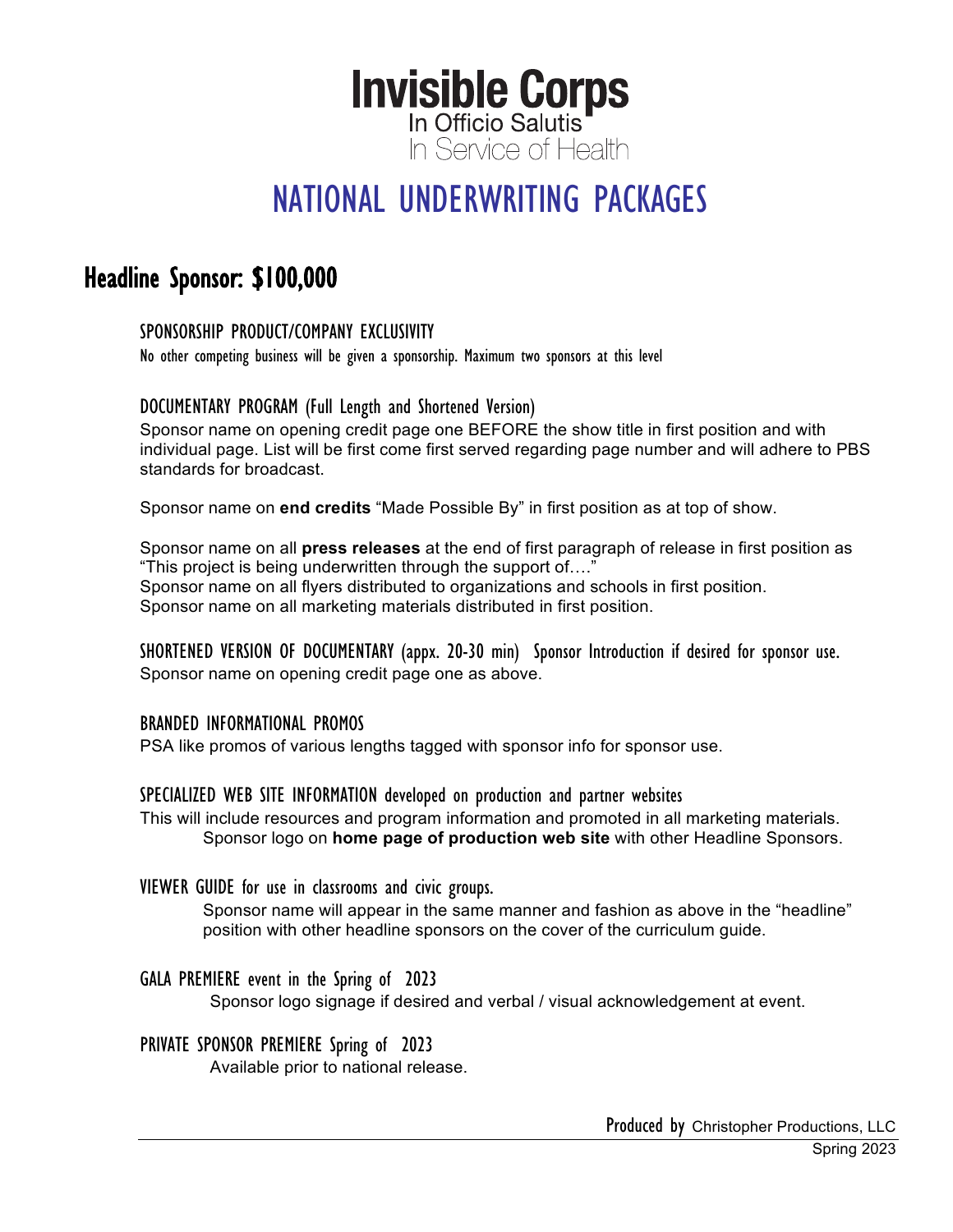# Invisible Corps

In Officio Salutis

In Service of Health

# NATIONAL UNDERWRITING PACKAGES

## Headline Sponsor: $100,000

### SPONSORSHIP PRODUCT/COMPANY EXCLUSIVITY

No other competing business will be given a sponsorship. Maximum two sponsors at this level

### DOCUMENTARY PROGRAM (Full Length and Shortened Version)

Sponsor name on opening credit page one BEFORE the show title in first position and with individual page. List will be first come first served regarding page number and will adhere to PBS standards for broadcast.

Sponsor name on **end credits** "Made Possible By" in first position as at top of show.

Sponsor name on all **press releases** at the end of first paragraph of release in first position as "This project is being underwritten through the support of…."
Sponsor name on all flyers distributed to organizations and schools in first position.
Sponsor name on all marketing materials distributed in first position.

### SHORTENED VERSION OF DOCUMENTARY (appx. 20-30 min) Sponsor Introduction if desired for sponsor use.

Sponsor name on opening credit page one as above.

### BRANDED INFORMATIONAL PROMOS

PSA like promos of various lengths tagged with sponsor info for sponsor use.

### SPECIALIZED WEB SITE INFORMATION developed on production and partner websites

This will include resources and program information and promoted in all marketing materials.
Sponsor logo on **home page of production web site** with other Headline Sponsors.

### VIEWER GUIDE for use in classrooms and civic groups.

Sponsor name will appear in the same manner and fashion as above in the "headline" position with other headline sponsors on the cover of the curriculum guide.

### GALA PREMIERE event in the Spring of 2023

Sponsor logo signage if desired and verbal / visual acknowledgement at event.

### PRIVATE SPONSOR PREMIERE Spring of 2023

Available prior to national release.

Produced by Christopher Productions, LLC

Spring 2023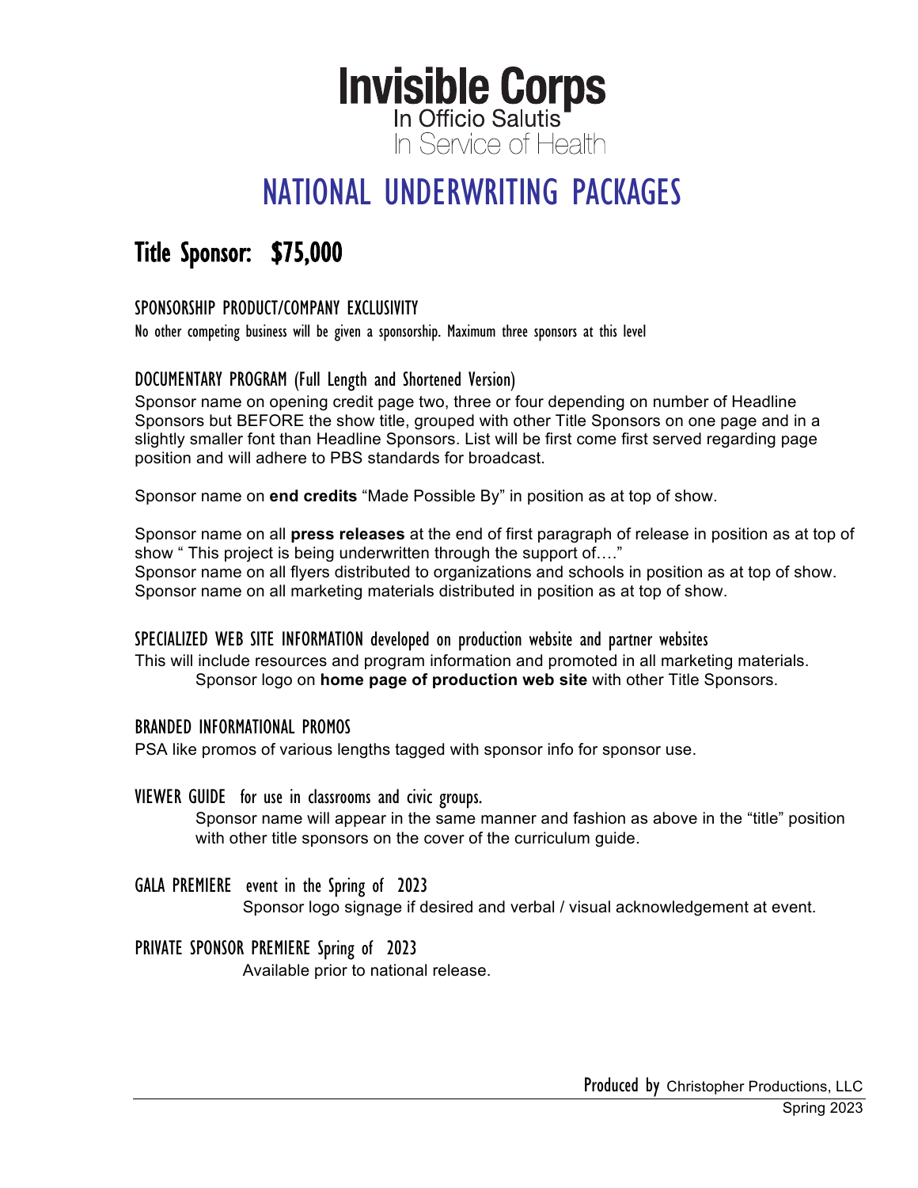# Invisible Corps

In Officio Salutis

In Service of Health

# NATIONAL UNDERWRITING PACKAGES

## Title Sponsor: $75,000

### SPONSORSHIP PRODUCT/COMPANY EXCLUSIVITY

No other competing business will be given a sponsorship. Maximum three sponsors at this level

### DOCUMENTARY PROGRAM (Full Length and Shortened Version)

Sponsor name on opening credit page two, three or four depending on number of Headline Sponsors but BEFORE the show title, grouped with other Title Sponsors on one page and in a slightly smaller font than Headline Sponsors. List will be first come first served regarding page position and will adhere to PBS standards for broadcast.

Sponsor name on **end credits** "Made Possible By" in position as at top of show.

Sponsor name on all **press releases** at the end of first paragraph of release in position as at top of show " This project is being underwritten through the support of…."
Sponsor name on all flyers distributed to organizations and schools in position as at top of show.
Sponsor name on all marketing materials distributed in position as at top of show.

### SPECIALIZED WEB SITE INFORMATION developed on production website and partner websites

This will include resources and program information and promoted in all marketing materials.
Sponsor logo on **home page of production web site** with other Title Sponsors.

### BRANDED INFORMATIONAL PROMOS

PSA like promos of various lengths tagged with sponsor info for sponsor use.

### VIEWER GUIDE for use in classrooms and civic groups.

Sponsor name will appear in the same manner and fashion as above in the "title" position with other title sponsors on the cover of the curriculum guide.

### GALA PREMIERE event in the Spring of 2023

Sponsor logo signage if desired and verbal / visual acknowledgement at event.

### PRIVATE SPONSOR PREMIERE Spring of 2023

Available prior to national release.

Produced by Christopher Productions, LLC
Spring 2023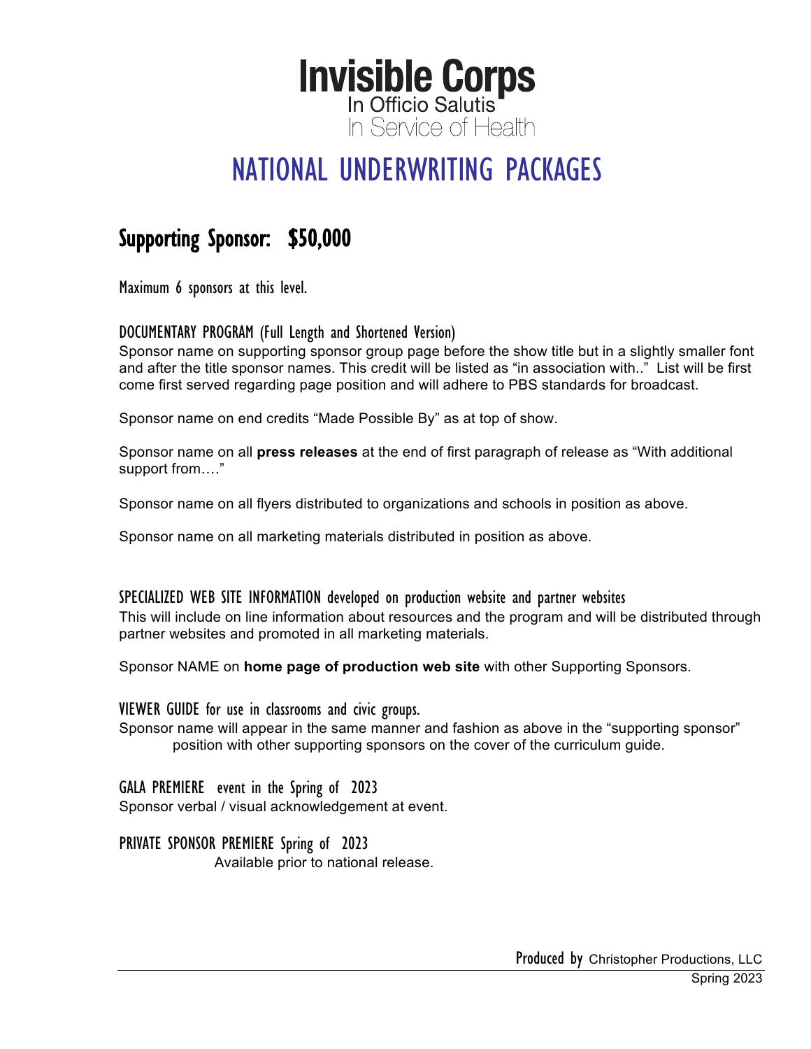# Invisible Corps

In Officio Salutis
In Service of Health

## NATIONAL UNDERWRITING PACKAGES

### Supporting Sponsor: $50,000

Maximum 6 sponsors at this level.

DOCUMENTARY PROGRAM (Full Length and Shortened Version)
Sponsor name on supporting sponsor group page before the show title but in a slightly smaller font and after the title sponsor names. This credit will be listed as “in association with..” List will be first come first served regarding page position and will adhere to PBS standards for broadcast.

Sponsor name on end credits “Made Possible By” as at top of show.

Sponsor name on all **press releases** at the end of first paragraph of release as “With additional support from….”

Sponsor name on all flyers distributed to organizations and schools in position as above.

Sponsor name on all marketing materials distributed in position as above.

SPECIALIZED WEB SITE INFORMATION developed on production website and partner websites
This will include on line information about resources and the program and will be distributed through partner websites and promoted in all marketing materials.

Sponsor NAME on **home page of production web site** with other Supporting Sponsors.

VIEWER GUIDE for use in classrooms and civic groups.
Sponsor name will appear in the same manner and fashion as above in the “supporting sponsor” position with other supporting sponsors on the cover of the curriculum guide.

GALA PREMIERE event in the Spring of 2023
Sponsor verbal / visual acknowledgement at event.

PRIVATE SPONSOR PREMIERE Spring of 2023
Available prior to national release.

Produced by Christopher Productions, LLC
Spring 2023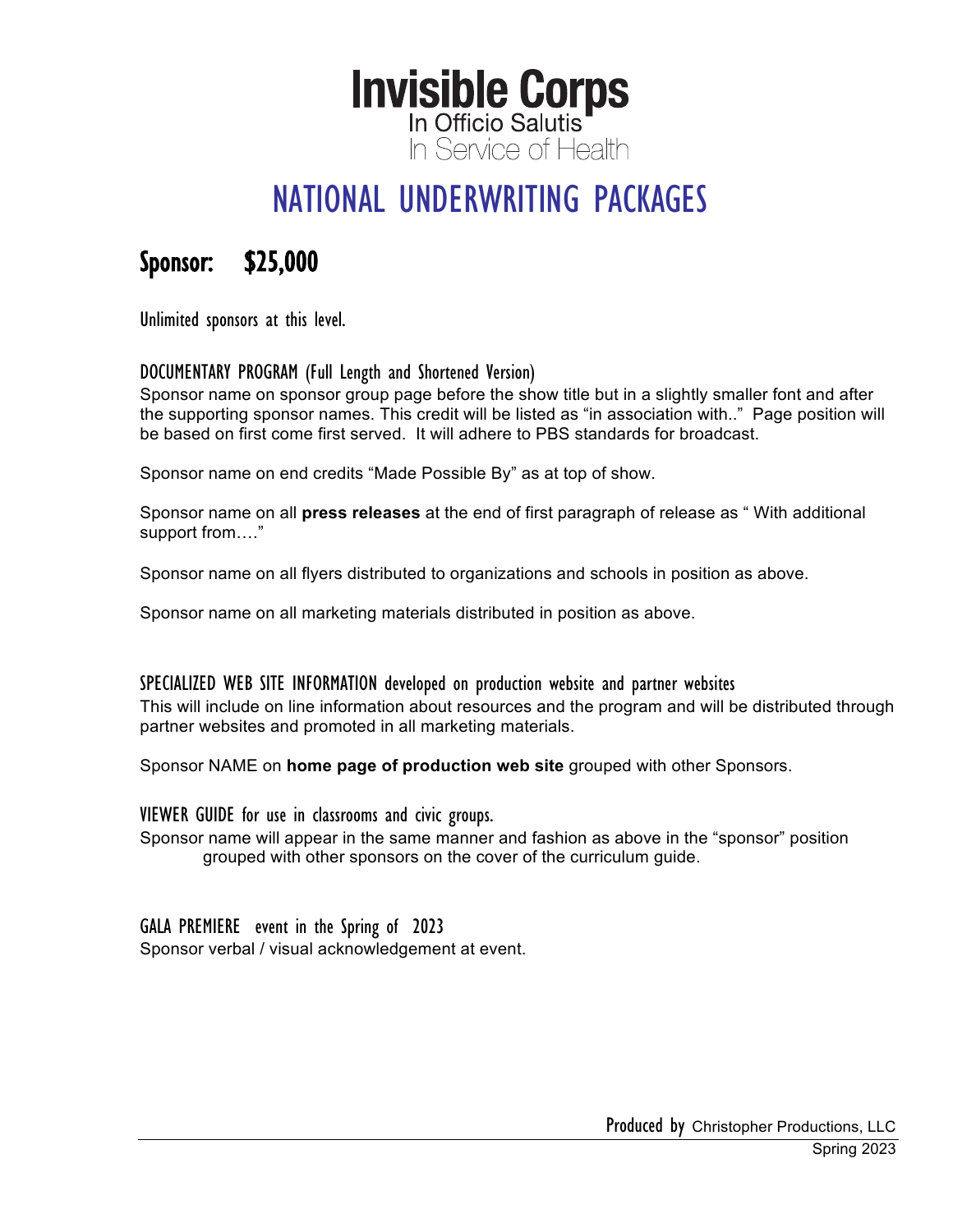# Invisible Corps

In Officio Salutis

In Service of Health

# NATIONAL UNDERWRITING PACKAGES

## Sponsor: $25,000

Unlimited sponsors at this level.

### DOCUMENTARY PROGRAM (Full Length and Shortened Version)

Sponsor name on sponsor group page before the show title but in a slightly smaller font and after the supporting sponsor names. This credit will be listed as "in association with.." Page position will be based on first come first served. It will adhere to PBS standards for broadcast.

Sponsor name on end credits "Made Possible By" as at top of show.

Sponsor name on all **press releases** at the end of first paragraph of release as " With additional support from…."

Sponsor name on all flyers distributed to organizations and schools in position as above.

Sponsor name on all marketing materials distributed in position as above.

### SPECIALIZED WEB SITE INFORMATION developed on production website and partner websites

This will include on line information about resources and the program and will be distributed through partner websites and promoted in all marketing materials.

Sponsor NAME on **home page of production web site** grouped with other Sponsors.

### VIEWER GUIDE for use in classrooms and civic groups.

Sponsor name will appear in the same manner and fashion as above in the "sponsor" position grouped with other sponsors on the cover of the curriculum guide.

### GALA PREMIERE event in the Spring of 2023

Sponsor verbal / visual acknowledgement at event.

Produced by Christopher Productions, LLC

Spring 2023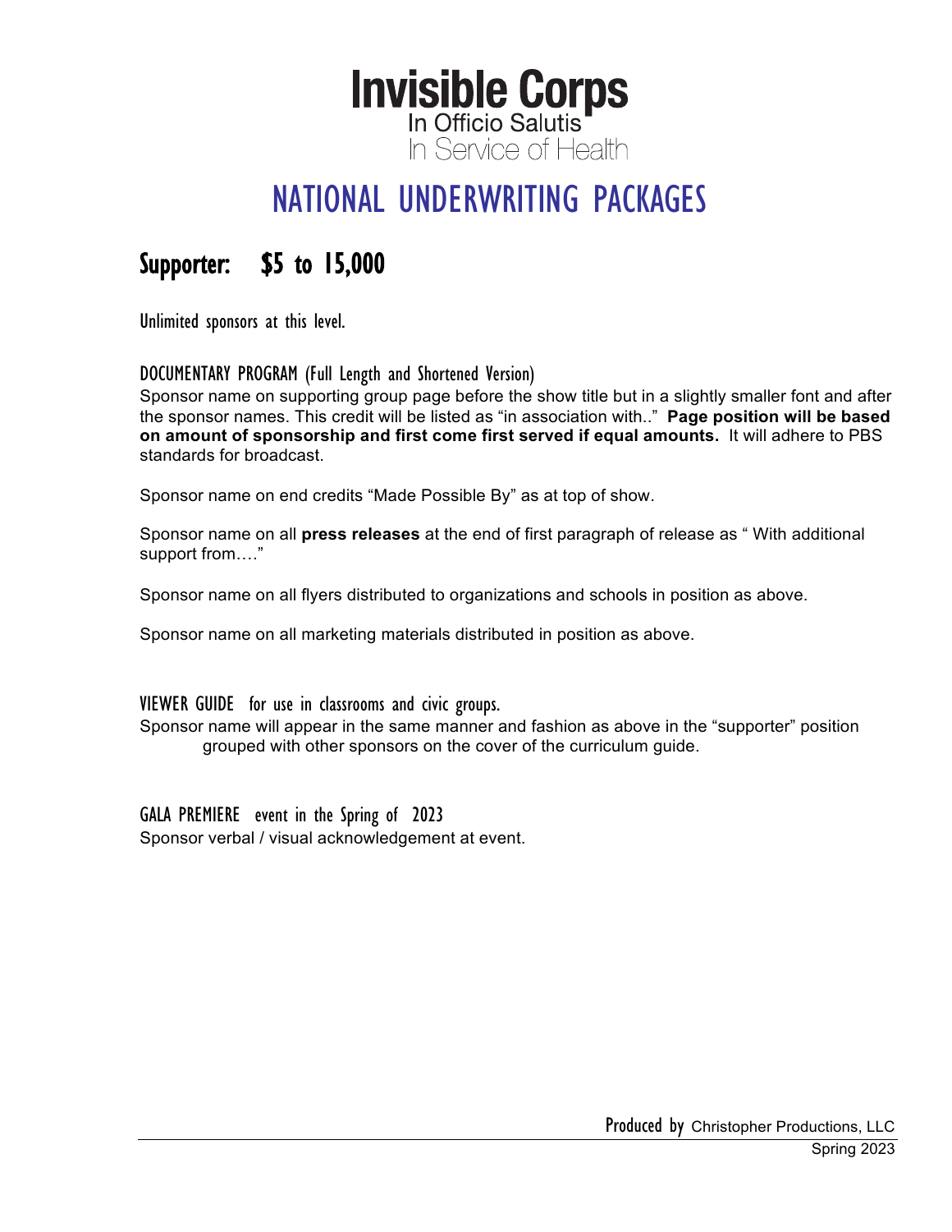# Invisible Corps

In Officio Salutis

In Service of Health

## NATIONAL UNDERWRITING PACKAGES

### Supporter: $5 to 15,000

Unlimited sponsors at this level.

DOCUMENTARY PROGRAM (Full Length and Shortened Version)

Sponsor name on supporting group page before the show title but in a slightly smaller font and after the sponsor names. This credit will be listed as "in association with.." **Page position will be based on amount of sponsorship and first come first served if equal amounts.** It will adhere to PBS standards for broadcast.

Sponsor name on end credits "Made Possible By" as at top of show.

Sponsor name on all **press releases** at the end of first paragraph of release as " With additional support from…."

Sponsor name on all flyers distributed to organizations and schools in position as above.

Sponsor name on all marketing materials distributed in position as above.

VIEWER GUIDE for use in classrooms and civic groups.

Sponsor name will appear in the same manner and fashion as above in the "supporter" position grouped with other sponsors on the cover of the curriculum guide.

GALA PREMIERE event in the Spring of 2023

Sponsor verbal / visual acknowledgement at event.

Produced by Christopher Productions, LLC

Spring 2023